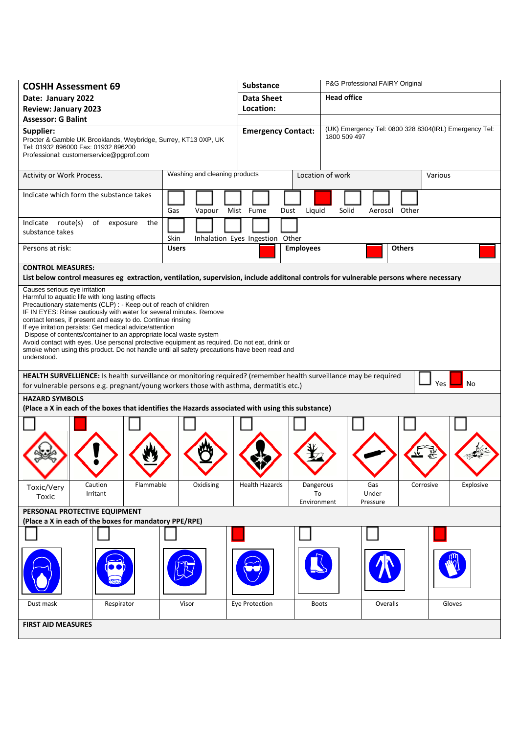| **COSHH Assessment 69**<br>**Date: January 2022**<br>**Review: January 2023**<br>**Assessor: G Balint** | **Substance** | P&G Professional FAIRY Original |
|---|---|---|
| | **Data Sheet Location:** | **Head office** |
| **Supplier:**<br>Procter & Gamble UK Brooklands, Weybridge, Surrey, KT13 0XP, UK<br>Tel: 01932 896000 Fax: 01932 896200<br>Professional: customerservice@pgprof.com | **Emergency Contact:** | (UK) Emergency Tel: 0800 328 8304(IRL) Emergency Tel: 1800 509 497 |

| Activity or Work Process. | Washing and cleaning products | Location of work | Various |
|---|---|---|---|

**Indicate which form the substance takes**

| Gas | Vapour | Mist | Fume | Dust | Liquid | Solid | Aerosol | Other |
|---|---|---|---|---|---|---|---|---|
| ☐ | ☐ | ☐ | ☐ | ☐ | ■ | ☐ | ☐ | ☐ |

**Indicate route(s) of exposure the substance takes**

| Skin | Inhalation | Eyes | Ingestion | Other |
|---|---|---|---|---|
| ☐ | ☐ | ☐ | ☐ | ☐ |

**Persons at risk:**

| Users | Employees | Others |
|---|---|---|
| ■ | ■ | ■ |

**CONTROL MEASURES:**

**List below control measures eg extraction, ventilation, supervision, include additonal controls for vulnerable persons where necessary**

Causes serious eye irritation
Harmful to aquatic life with long lasting effects
Precautionary statements (CLP) : - Keep out of reach of children
IF IN EYES: Rinse cautiously with water for several minutes. Remove contact lenses, if present and easy to do. Continue rinsing
If eye irritation persists: Get medical advice/attention
Dispose of contents/container to an appropriate local waste system
Avoid contact with eyes. Use personal protective equipment as required. Do not eat, drink or smoke when using this product. Do not handle until all safety precautions have been read and understood.

**HEALTH SURVELLIENCE:** Is health surveillance or monitoring required? (remember health surveillance may be required for vulnerable persons e.g. pregnant/young workers those with asthma, dermatitis etc.) ☐ Yes ■ No

**HAZARD SYMBOLS**

**(Place a X in each of the boxes that identifies the Hazards associated with using this substance)**

| Toxic/Very Toxic | Caution Irritant | Flammable | Oxidising | Health Hazards | Dangerous To Environment | Gas Under Pressure | Corrosive | Explosive |
|---|---|---|---|---|---|---|---|---|
| ☐ | ■ | ☐ | ☐ | ☐ | ☐ | ☐ | ☐ | ☐ |

**PERSONAL PROTECTIVE EQUIPMENT**

**(Place a X in each of the boxes for mandatory PPE/RPE)**

| Dust mask | Respirator | Visor | Eye Protection | Boots | Overalls | Gloves |
|---|---|---|---|---|---|---|
| ☐ | ☐ | ☐ | ■ | ☐ | ☐ | ■ |

**FIRST AID MEASURES**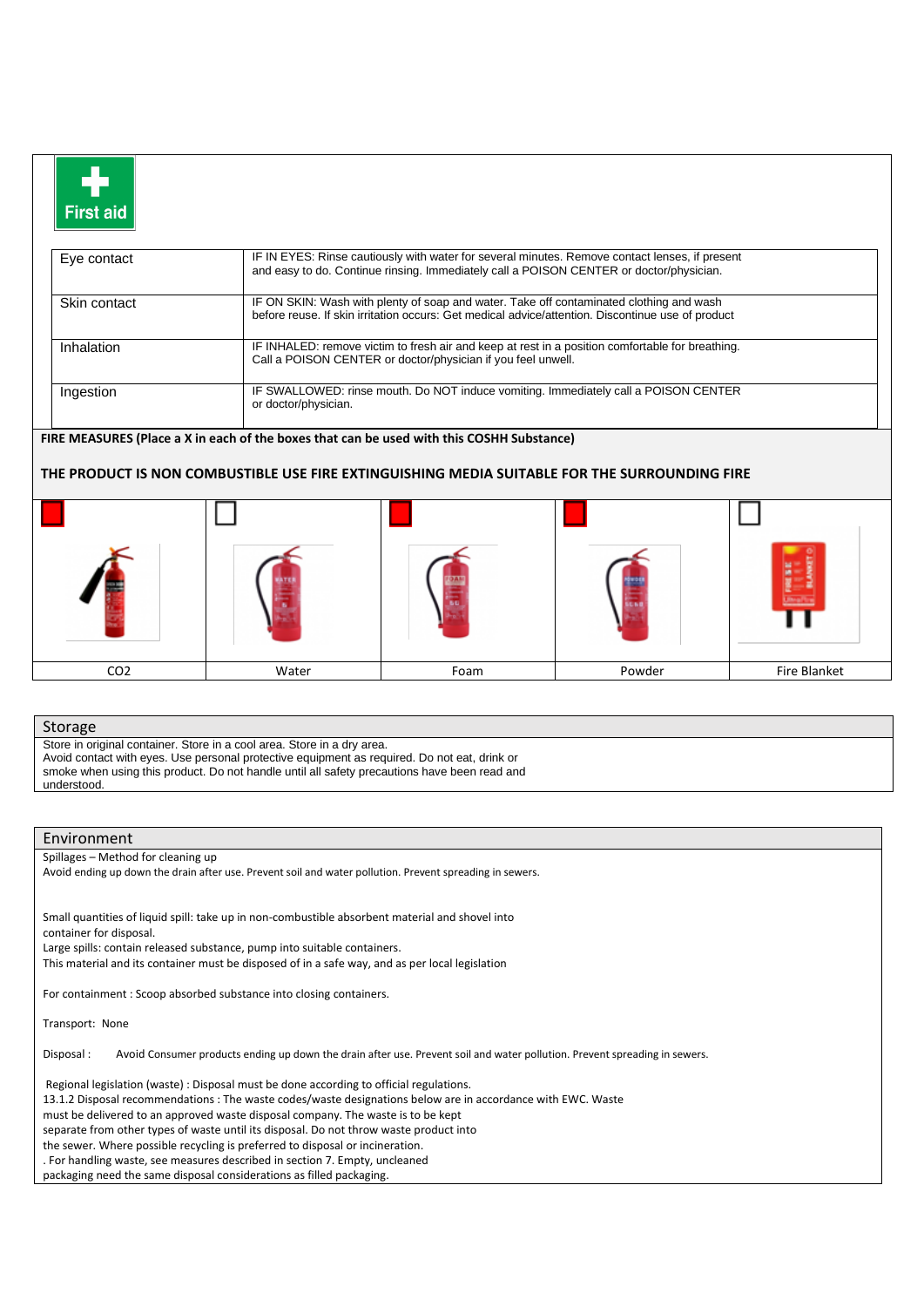## First aid

| | |
|---|---|
| Eye contact | IF IN EYES: Rinse cautiously with water for several minutes. Remove contact lenses, if present and easy to do. Continue rinsing. Immediately call a POISON CENTER or doctor/physician. |
| Skin contact | IF ON SKIN: Wash with plenty of soap and water. Take off contaminated clothing and wash before reuse. If skin irritation occurs: Get medical advice/attention. Discontinue use of product |
| Inhalation | IF INHALED: remove victim to fresh air and keep at rest in a position comfortable for breathing. Call a POISON CENTER or doctor/physician if you feel unwell. |
| Ingestion | IF SWALLOWED: rinse mouth. Do NOT induce vomiting. Immediately call a POISON CENTER or doctor/physician. |

**FIRE MEASURES (Place a X in each of the boxes that can be used with this COSHH Substance)**

**THE PRODUCT IS NON COMBUSTIBLE USE FIRE EXTINGUISHING MEDIA SUITABLE FOR THE SURROUNDING FIRE**

| CO2 | Water | Foam | Powder | Fire Blanket |
|---|---|---|---|---|
| ■ | □ | ■ | ■ | □ |

## Storage

Store in original container. Store in a cool area. Store in a dry area.
Avoid contact with eyes. Use personal protective equipment as required. Do not eat, drink or smoke when using this product. Do not handle until all safety precautions have been read and understood.

## Environment

Spillages – Method for cleaning up
Avoid ending up down the drain after use. Prevent soil and water pollution. Prevent spreading in sewers.

Small quantities of liquid spill: take up in non-combustible absorbent material and shovel into container for disposal.
Large spills: contain released substance, pump into suitable containers.
This material and its container must be disposed of in a safe way, and as per local legislation

For containment : Scoop absorbed substance into closing containers.

Transport: None

Disposal : Avoid Consumer products ending up down the drain after use. Prevent soil and water pollution. Prevent spreading in sewers.

Regional legislation (waste) : Disposal must be done according to official regulations.
13.1.2 Disposal recommendations : The waste codes/waste designations below are in accordance with EWC. Waste must be delivered to an approved waste disposal company. The waste is to be kept separate from other types of waste until its disposal. Do not throw waste product into the sewer. Where possible recycling is preferred to disposal or incineration.
. For handling waste, see measures described in section 7. Empty, uncleaned packaging need the same disposal considerations as filled packaging.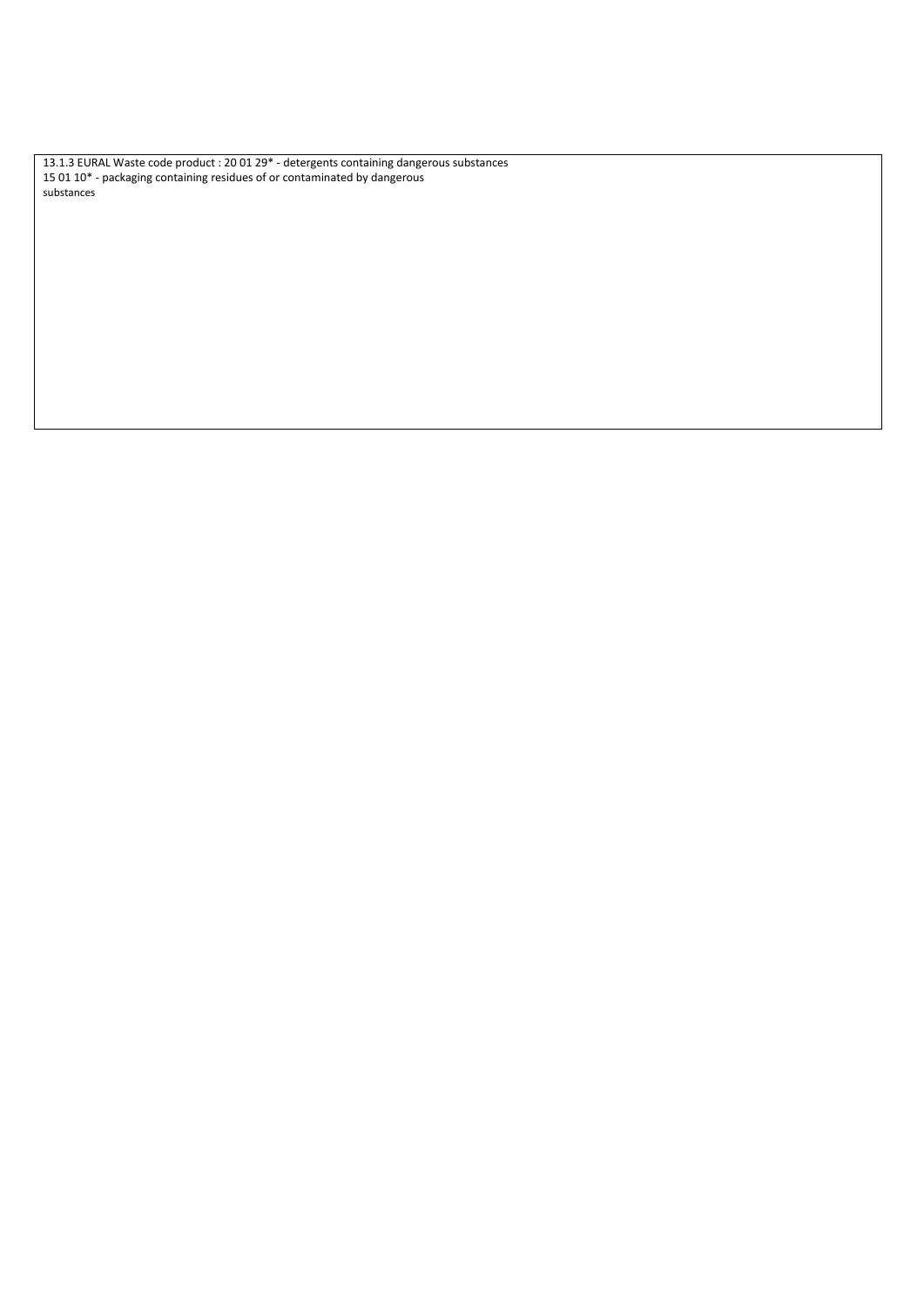13.1.3 EURAL Waste code product : 20 01 29* - detergents containing dangerous substances
15 01 10* - packaging containing residues of or contaminated by dangerous
substances